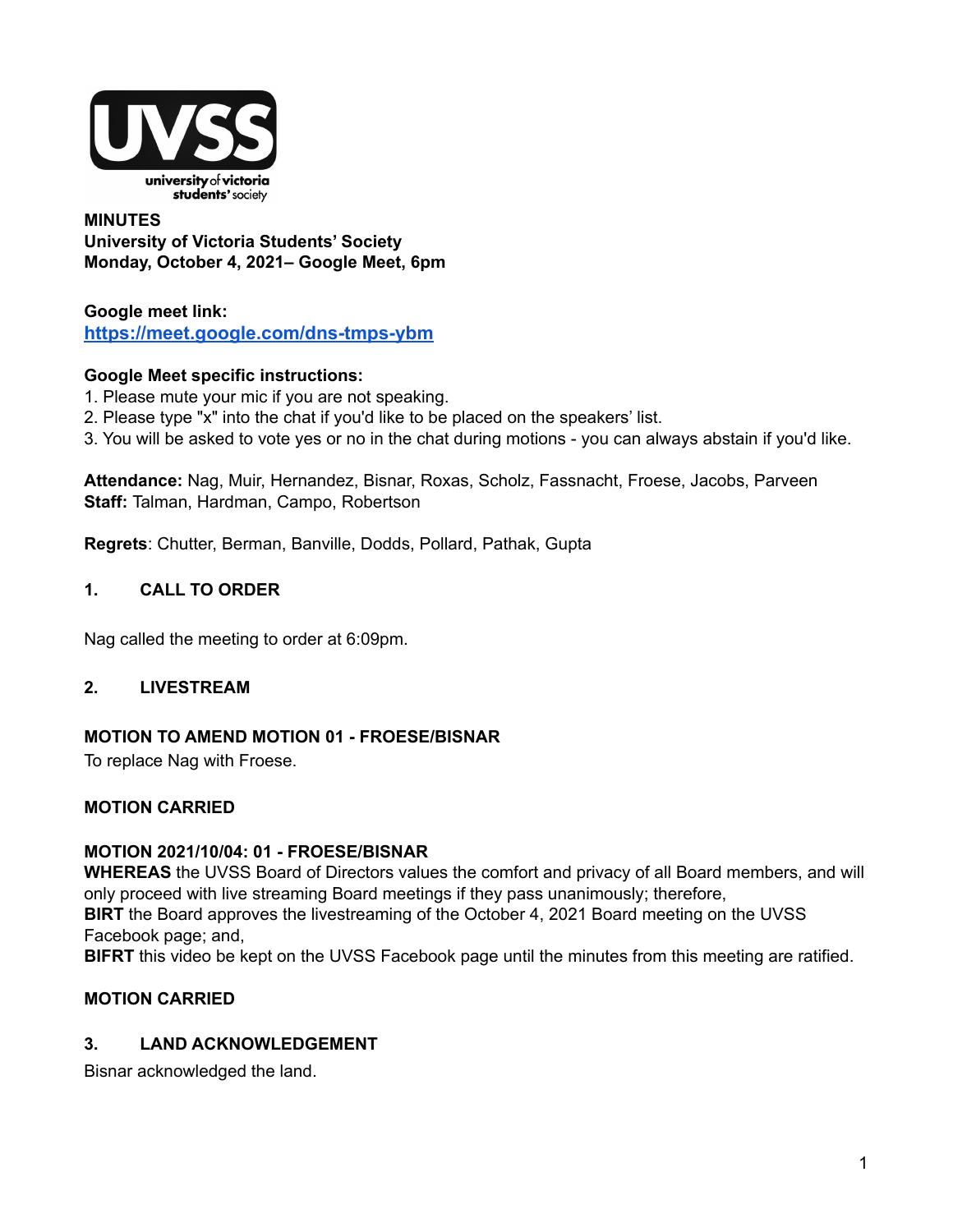**MINUTES**
**University of Victoria Students' Society**
**Monday, October 4, 2021– Google Meet, 6pm**

**Google meet link:**
**https://meet.google.com/dns-tmps-ybm**

**Google Meet specific instructions:**
1. Please mute your mic if you are not speaking.
2. Please type "x" into the chat if you'd like to be placed on the speakers' list.
3. You will be asked to vote yes or no in the chat during motions - you can always abstain if you'd like.

**Attendance:** Nag, Muir, Hernandez, Bisnar, Roxas, Scholz, Fassnacht, Froese, Jacobs, Parveen
**Staff:** Talman, Hardman, Campo, Robertson

**Regrets**: Chutter, Berman, Banville, Dodds, Pollard, Pathak, Gupta

## 1. CALL TO ORDER

Nag called the meeting to order at 6:09pm.

## 2. LIVESTREAM

**MOTION TO AMEND MOTION 01 - FROESE/BISNAR**
To replace Nag with Froese.

**MOTION CARRIED**

**MOTION 2021/10/04: 01 - FROESE/BISNAR**
**WHEREAS** the UVSS Board of Directors values the comfort and privacy of all Board members, and will only proceed with live streaming Board meetings if they pass unanimously; therefore,
**BIRT** the Board approves the livestreaming of the October 4, 2021 Board meeting on the UVSS Facebook page; and,
**BIFRT** this video be kept on the UVSS Facebook page until the minutes from this meeting are ratified.

**MOTION CARRIED**

## 3. LAND ACKNOWLEDGEMENT

Bisnar acknowledged the land.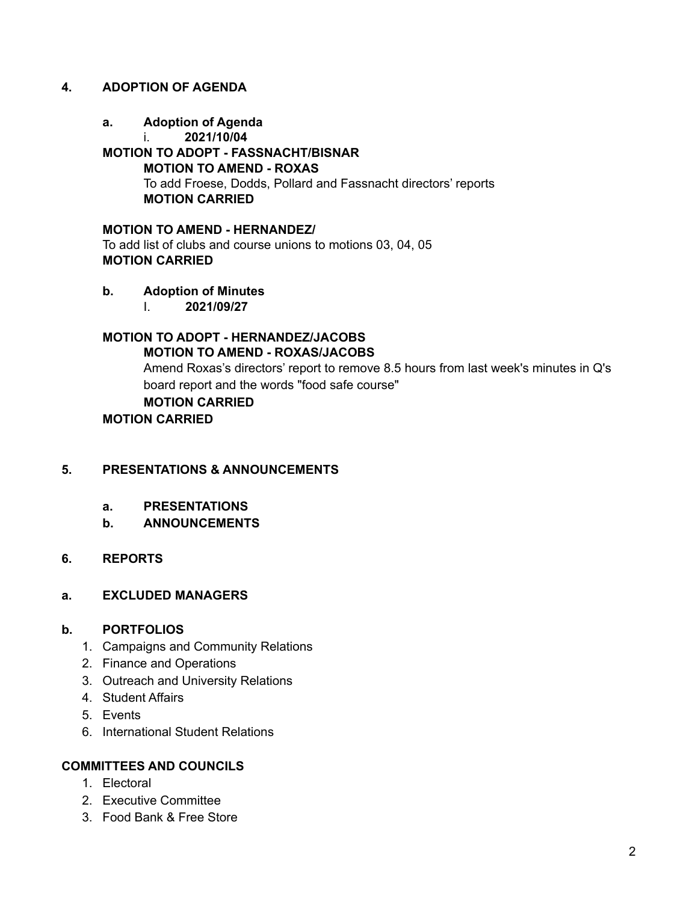## 4. ADOPTION OF AGENDA

### a. Adoption of Agenda

i. **2021/10/04**

**MOTION TO ADOPT - FASSNACHT/BISNAR**

**MOTION TO AMEND - ROXAS**

To add Froese, Dodds, Pollard and Fassnacht directors' reports

**MOTION CARRIED**

**MOTION TO AMEND - HERNANDEZ/**

To add list of clubs and course unions to motions 03, 04, 05

**MOTION CARRIED**

### b. Adoption of Minutes

I. **2021/09/27**

**MOTION TO ADOPT - HERNANDEZ/JACOBS**

**MOTION TO AMEND - ROXAS/JACOBS**

Amend Roxas's directors' report to remove 8.5 hours from last week's minutes in Q's board report and the words "food safe course"

**MOTION CARRIED**

**MOTION CARRIED**

## 5. PRESENTATIONS & ANNOUNCEMENTS

### a. PRESENTATIONS

### b. ANNOUNCEMENTS

## 6. REPORTS

### a. EXCLUDED MANAGERS

### b. PORTFOLIOS

1. Campaigns and Community Relations
2. Finance and Operations
3. Outreach and University Relations
4. Student Affairs
5. Events
6. International Student Relations

### COMMITTEES AND COUNCILS

1. Electoral
2. Executive Committee
3. Food Bank & Free Store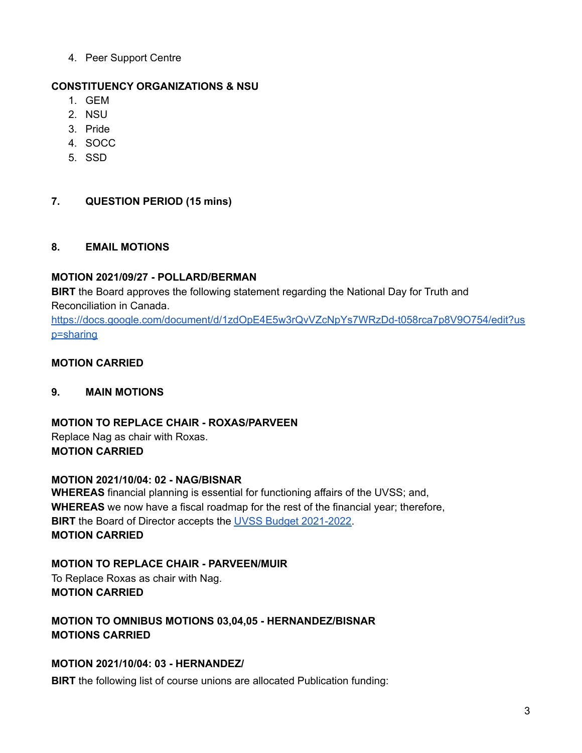4. Peer Support Centre

**CONSTITUENCY ORGANIZATIONS & NSU**

1. GEM
2. NSU
3. Pride
4. SOCC
5. SSD

## 7. QUESTION PERIOD (15 mins)

## 8. EMAIL MOTIONS

**MOTION 2021/09/27 - POLLARD/BERMAN**

**BIRT** the Board approves the following statement regarding the National Day for Truth and Reconciliation in Canada.
[https://docs.google.com/document/d/1zdOpE4E5w3rQvVZcNpYs7WRzDd-t058rca7p8V9O754/edit?usp=sharing](https://docs.google.com/document/d/1zdOpE4E5w3rQvVZcNpYs7WRzDd-t058rca7p8V9O754/edit?usp=sharing)

**MOTION CARRIED**

## 9. MAIN MOTIONS

**MOTION TO REPLACE CHAIR - ROXAS/PARVEEN**

Replace Nag as chair with Roxas.

**MOTION CARRIED**

**MOTION 2021/10/04: 02 - NAG/BISNAR**

**WHEREAS** financial planning is essential for functioning affairs of the UVSS; and,
**WHEREAS** we now have a fiscal roadmap for the rest of the financial year; therefore,
**BIRT** the Board of Director accepts the UVSS Budget 2021-2022.

**MOTION CARRIED**

**MOTION TO REPLACE CHAIR - PARVEEN/MUIR**

To Replace Roxas as chair with Nag.

**MOTION CARRIED**

**MOTION TO OMNIBUS MOTIONS 03,04,05 - HERNANDEZ/BISNAR**

**MOTIONS CARRIED**

**MOTION 2021/10/04: 03 - HERNANDEZ/**

**BIRT** the following list of course unions are allocated Publication funding: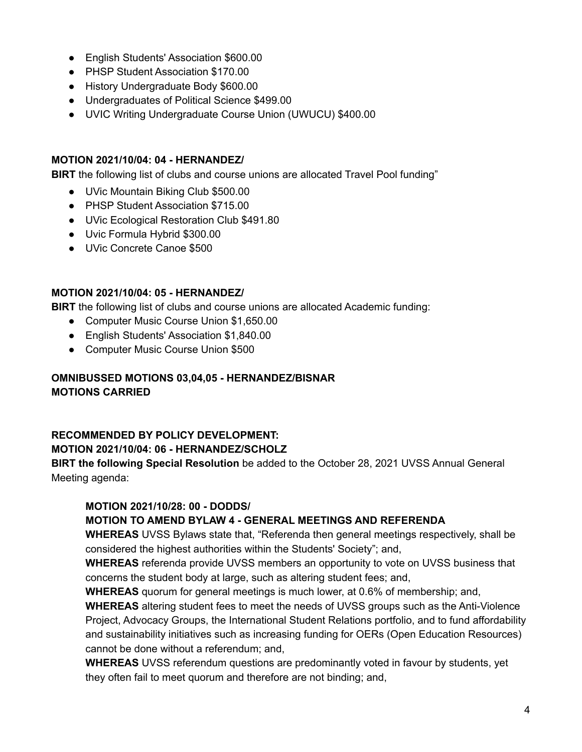- English Students' Association $600.00
- PHSP Student Association $170.00
- History Undergraduate Body $600.00
- Undergraduates of Political Science $499.00
- UVIC Writing Undergraduate Course Union (UWUCU) $400.00

**MOTION 2021/10/04: 04 - HERNANDEZ/**
**BIRT** the following list of clubs and course unions are allocated Travel Pool funding"

- UVic Mountain Biking Club $500.00
- PHSP Student Association $715.00
- UVic Ecological Restoration Club $491.80
- Uvic Formula Hybrid $300.00
- UVic Concrete Canoe $500

**MOTION 2021/10/04: 05 - HERNANDEZ/**
**BIRT** the following list of clubs and course unions are allocated Academic funding:

- Computer Music Course Union $1,650.00
- English Students' Association $1,840.00
- Computer Music Course Union $500

**OMNIBUSSED MOTIONS 03,04,05 - HERNANDEZ/BISNAR**
**MOTIONS CARRIED**

**RECOMMENDED BY POLICY DEVELOPMENT:**
**MOTION 2021/10/04: 06 - HERNANDEZ/SCHOLZ**
**BIRT the following Special Resolution** be added to the October 28, 2021 UVSS Annual General Meeting agenda:

> **MOTION 2021/10/28: 00 - DODDS/**
> **MOTION TO AMEND BYLAW 4 - GENERAL MEETINGS AND REFERENDA**
> **WHEREAS** UVSS Bylaws state that, "Referenda then general meetings respectively, shall be considered the highest authorities within the Students' Society"; and,
> **WHEREAS** referenda provide UVSS members an opportunity to vote on UVSS business that concerns the student body at large, such as altering student fees; and,
> **WHEREAS** quorum for general meetings is much lower, at 0.6% of membership; and,
> **WHEREAS** altering student fees to meet the needs of UVSS groups such as the Anti-Violence Project, Advocacy Groups, the International Student Relations portfolio, and to fund affordability and sustainability initiatives such as increasing funding for OERs (Open Education Resources) cannot be done without a referendum; and,
> **WHEREAS** UVSS referendum questions are predominantly voted in favour by students, yet they often fail to meet quorum and therefore are not binding; and,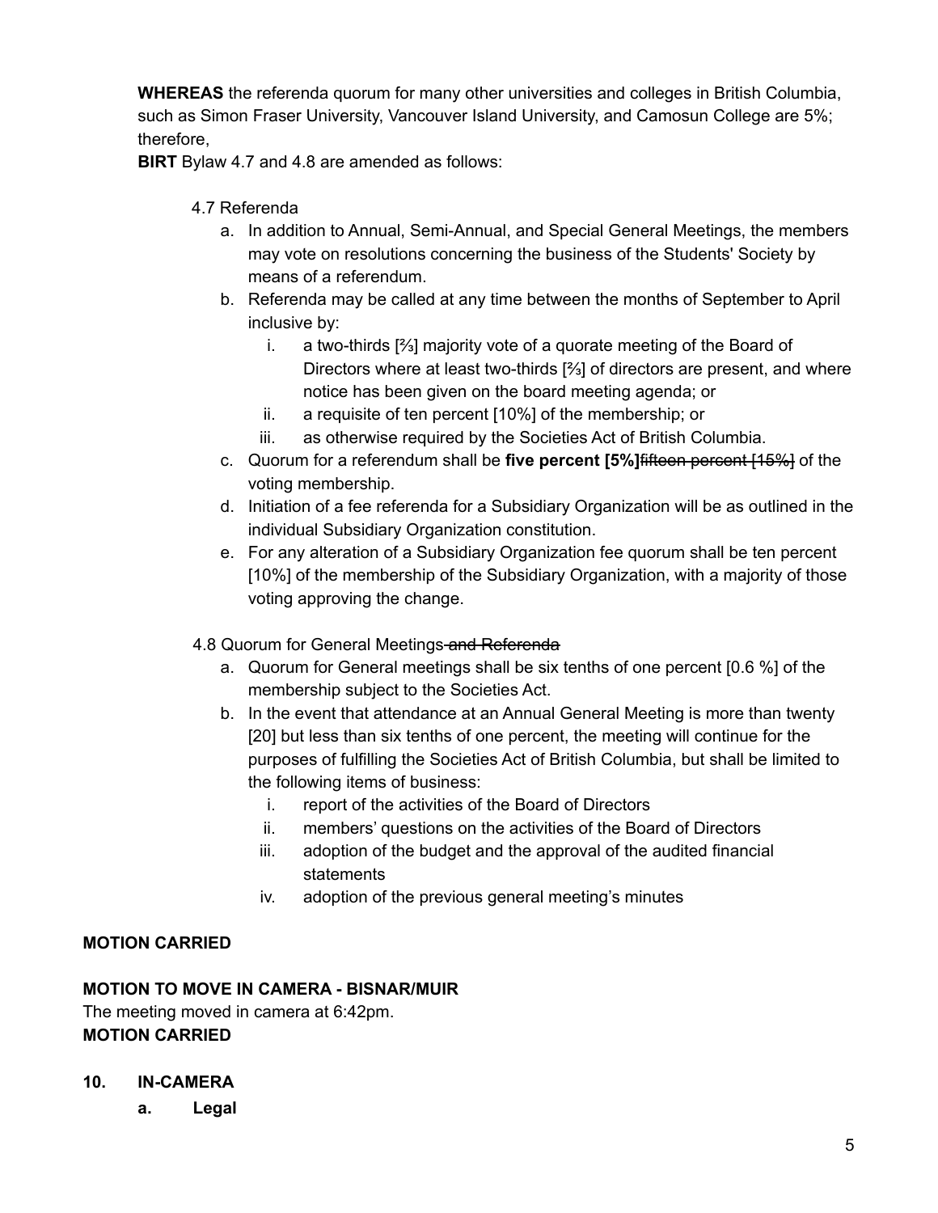**WHEREAS** the referenda quorum for many other universities and colleges in British Columbia, such as Simon Fraser University, Vancouver Island University, and Camosun College are 5%; therefore,

**BIRT** Bylaw 4.7 and 4.8 are amended as follows:

4.7 Referenda

a. In addition to Annual, Semi-Annual, and Special General Meetings, the members may vote on resolutions concerning the business of the Students' Society by means of a referendum.

b. Referenda may be called at any time between the months of September to April inclusive by:

   i. a two-thirds [⅔] majority vote of a quorate meeting of the Board of Directors where at least two-thirds [⅔] of directors are present, and where notice has been given on the board meeting agenda; or

   ii. a requisite of ten percent [10%] of the membership; or

   iii. as otherwise required by the Societies Act of British Columbia.

c. Quorum for a referendum shall be **five percent [5%]**~~fifteen percent [15%]~~ of the voting membership.

d. Initiation of a fee referenda for a Subsidiary Organization will be as outlined in the individual Subsidiary Organization constitution.

e. For any alteration of a Subsidiary Organization fee quorum shall be ten percent [10%] of the membership of the Subsidiary Organization, with a majority of those voting approving the change.

4.8 Quorum for General Meetings~~ and Referenda~~

a. Quorum for General meetings shall be six tenths of one percent [0.6 %] of the membership subject to the Societies Act.

b. In the event that attendance at an Annual General Meeting is more than twenty [20] but less than six tenths of one percent, the meeting will continue for the purposes of fulfilling the Societies Act of British Columbia, but shall be limited to the following items of business:

   i. report of the activities of the Board of Directors

   ii. members' questions on the activities of the Board of Directors

   iii. adoption of the budget and the approval of the audited financial statements

   iv. adoption of the previous general meeting's minutes

**MOTION CARRIED**

**MOTION TO MOVE IN CAMERA - BISNAR/MUIR**

The meeting moved in camera at 6:42pm.

**MOTION CARRIED**

## 10. IN-CAMERA

### a. Legal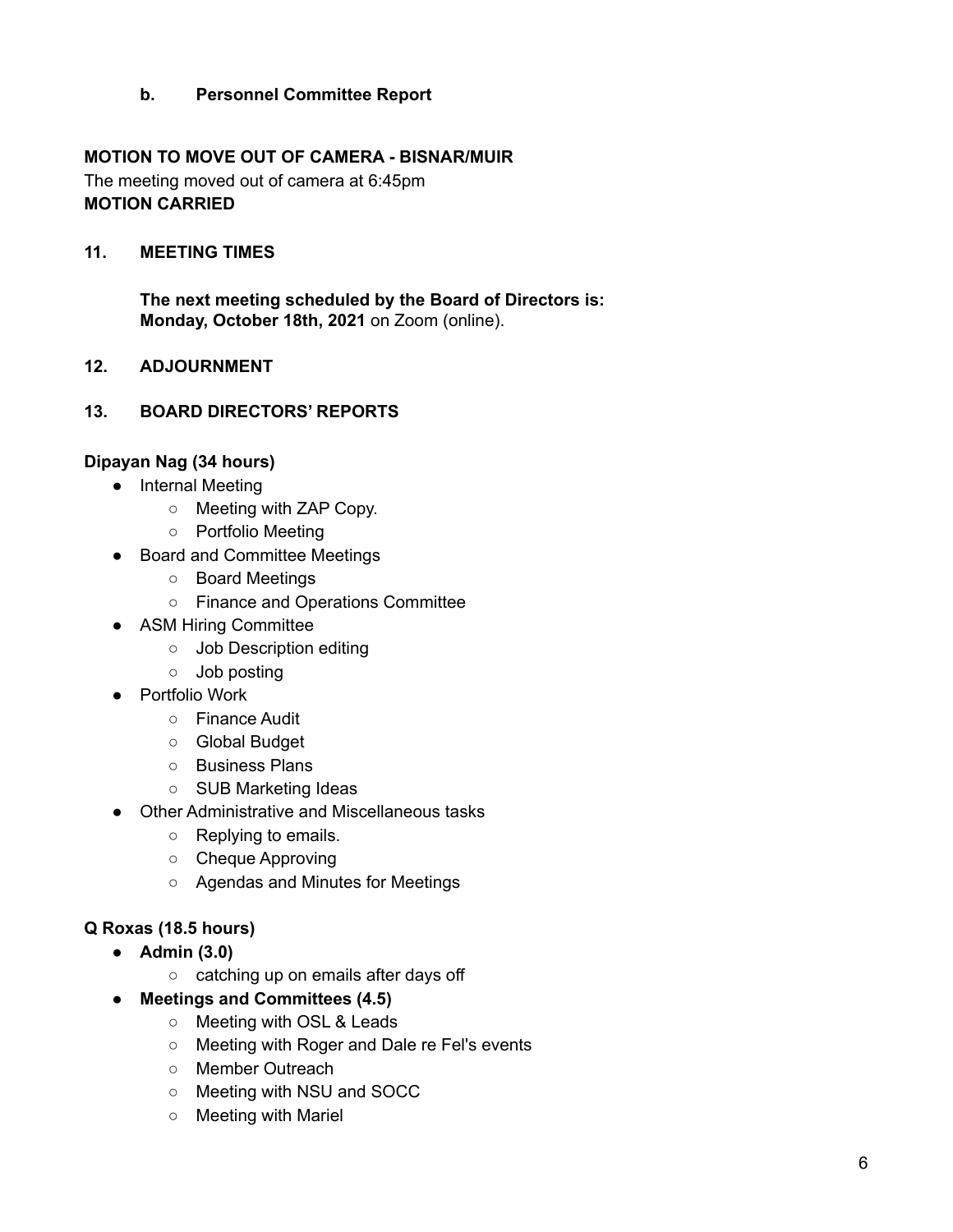**b. Personnel Committee Report**

**MOTION TO MOVE OUT OF CAMERA - BISNAR/MUIR**
The meeting moved out of camera at 6:45pm
**MOTION CARRIED**

## 11. MEETING TIMES

**The next meeting scheduled by the Board of Directors is:**
**Monday, October 18th, 2021** on Zoom (online).

## 12. ADJOURNMENT

## 13. BOARD DIRECTORS' REPORTS

**Dipayan Nag (34 hours)**

- Internal Meeting
  - Meeting with ZAP Copy.
  - Portfolio Meeting
- Board and Committee Meetings
  - Board Meetings
  - Finance and Operations Committee
- ASM Hiring Committee
  - Job Description editing
  - Job posting
- Portfolio Work
  - Finance Audit
  - Global Budget
  - Business Plans
  - SUB Marketing Ideas
- Other Administrative and Miscellaneous tasks
  - Replying to emails.
  - Cheque Approving
  - Agendas and Minutes for Meetings

**Q Roxas (18.5 hours)**

- **Admin (3.0)**
  - catching up on emails after days off
- **Meetings and Committees (4.5)**
  - Meeting with OSL & Leads
  - Meeting with Roger and Dale re Fel's events
  - Member Outreach
  - Meeting with NSU and SOCC
  - Meeting with Mariel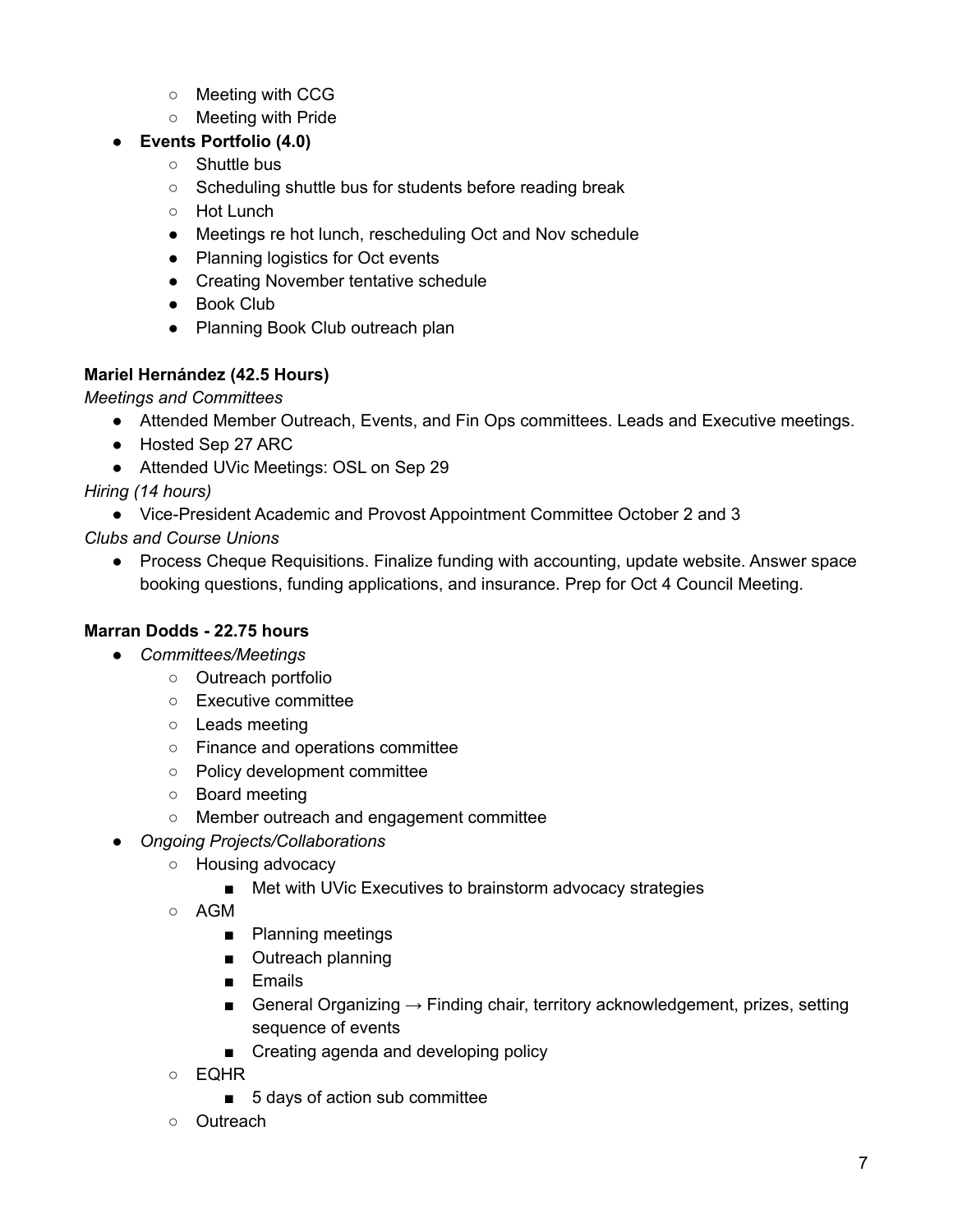- Meeting with CCG
    - Meeting with Pride
- **Events Portfolio (4.0)**
    - Shuttle bus
    - Scheduling shuttle bus for students before reading break
    - Hot Lunch
    - Meetings re hot lunch, rescheduling Oct and Nov schedule
    - Planning logistics for Oct events
    - Creating November tentative schedule
    - Book Club
    - Planning Book Club outreach plan

**Mariel Hernández (42.5 Hours)**

*Meetings and Committees*

- Attended Member Outreach, Events, and Fin Ops committees. Leads and Executive meetings.
- Hosted Sep 27 ARC
- Attended UVic Meetings: OSL on Sep 29

*Hiring (14 hours)*

- Vice-President Academic and Provost Appointment Committee October 2 and 3

*Clubs and Course Unions*

- Process Cheque Requisitions. Finalize funding with accounting, update website. Answer space booking questions, funding applications, and insurance. Prep for Oct 4 Council Meeting.

**Marran Dodds - 22.75 hours**

- *Committees/Meetings*
    - Outreach portfolio
    - Executive committee
    - Leads meeting
    - Finance and operations committee
    - Policy development committee
    - Board meeting
    - Member outreach and engagement committee
- *Ongoing Projects/Collaborations*
    - Housing advocacy
        - Met with UVic Executives to brainstorm advocacy strategies
    - AGM
        - Planning meetings
        - Outreach planning
        - Emails
        - General Organizing → Finding chair, territory acknowledgement, prizes, setting sequence of events
        - Creating agenda and developing policy
    - EQHR
        - 5 days of action sub committee
    - Outreach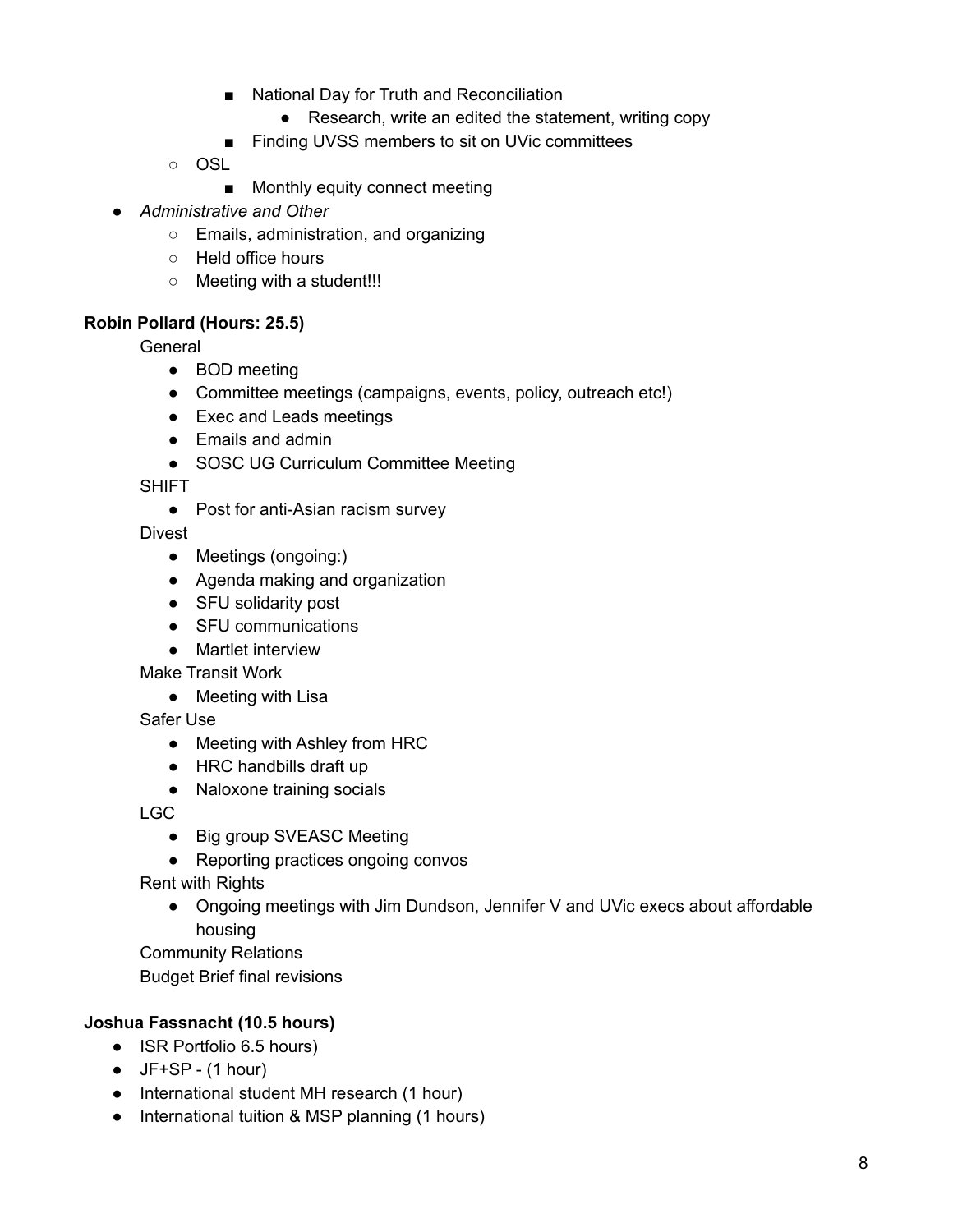- National Day for Truth and Reconciliation
            - Research, write an edited the statement, writing copy
        - Finding UVSS members to sit on UVic committees
    - OSL
        - Monthly equity connect meeting
- *Administrative and Other*
    - Emails, administration, and organizing
    - Held office hours
    - Meeting with a student!!!

**Robin Pollard (Hours: 25.5)**

General

- BOD meeting
- Committee meetings (campaigns, events, policy, outreach etc!)
- Exec and Leads meetings
- Emails and admin
- SOSC UG Curriculum Committee Meeting

SHIFT

- Post for anti-Asian racism survey

Divest

- Meetings (ongoing:)
- Agenda making and organization
- SFU solidarity post
- SFU communications
- Martlet interview

Make Transit Work

- Meeting with Lisa

Safer Use

- Meeting with Ashley from HRC
- HRC handbills draft up
- Naloxone training socials

LGC

- Big group SVEASC Meeting
- Reporting practices ongoing convos

Rent with Rights

- Ongoing meetings with Jim Dundson, Jennifer V and UVic execs about affordable housing

Community Relations

Budget Brief final revisions

**Joshua Fassnacht (10.5 hours)**

- ISR Portfolio 6.5 hours)
- JF+SP - (1 hour)
- International student MH research (1 hour)
- International tuition & MSP planning (1 hours)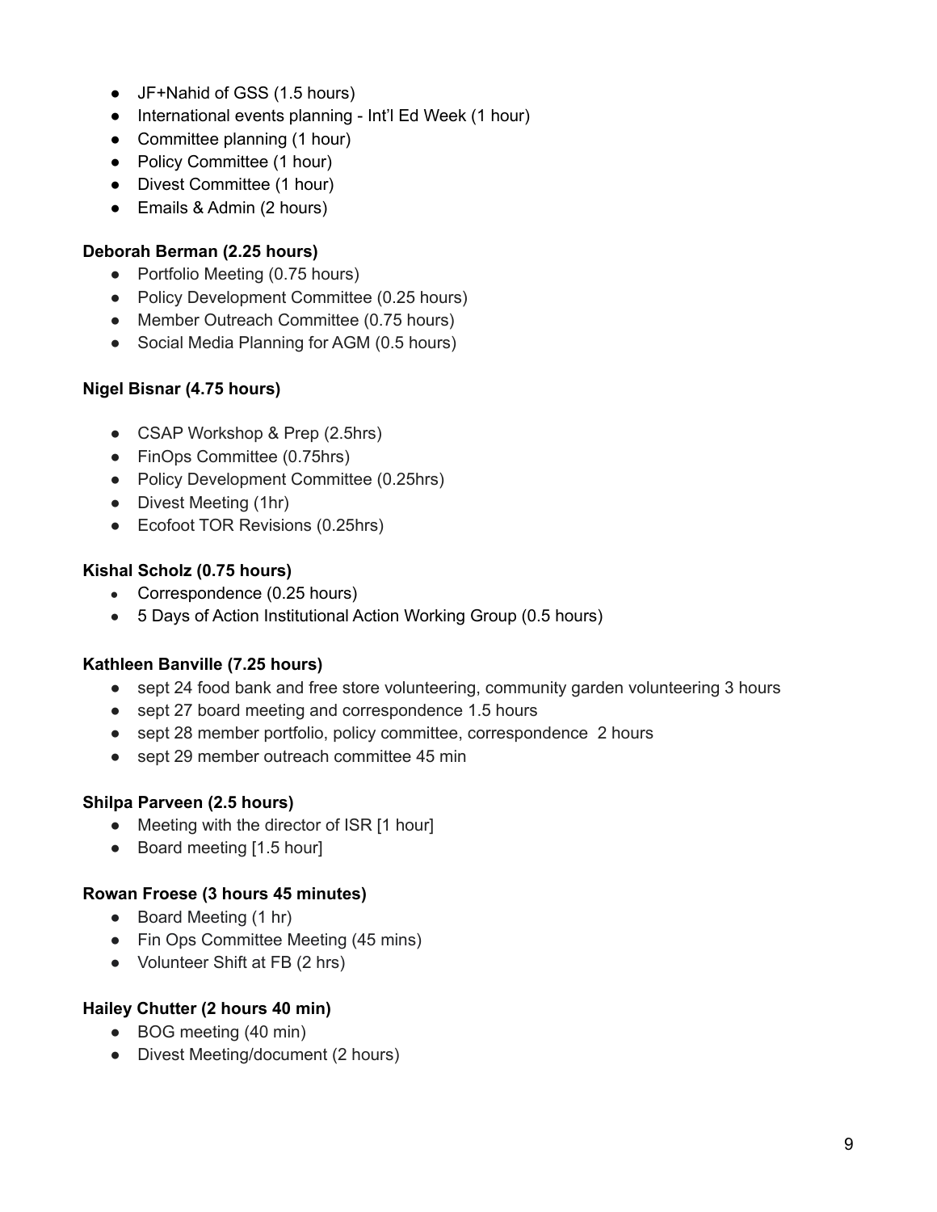- JF+Nahid of GSS (1.5 hours)
- International events planning - Int'l Ed Week (1 hour)
- Committee planning (1 hour)
- Policy Committee (1 hour)
- Divest Committee (1 hour)
- Emails & Admin (2 hours)

**Deborah Berman (2.25 hours)**

- Portfolio Meeting (0.75 hours)
- Policy Development Committee (0.25 hours)
- Member Outreach Committee (0.75 hours)
- Social Media Planning for AGM (0.5 hours)

**Nigel Bisnar (4.75 hours)**

- CSAP Workshop & Prep (2.5hrs)
- FinOps Committee (0.75hrs)
- Policy Development Committee (0.25hrs)
- Divest Meeting (1hr)
- Ecofoot TOR Revisions (0.25hrs)

**Kishal Scholz (0.75 hours)**

- Correspondence (0.25 hours)
- 5 Days of Action Institutional Action Working Group (0.5 hours)

**Kathleen Banville (7.25 hours)**

- sept 24 food bank and free store volunteering, community garden volunteering 3 hours
- sept 27 board meeting and correspondence 1.5 hours
- sept 28 member portfolio, policy committee, correspondence 2 hours
- sept 29 member outreach committee 45 min

**Shilpa Parveen (2.5 hours)**

- Meeting with the director of ISR [1 hour]
- Board meeting [1.5 hour]

**Rowan Froese (3 hours 45 minutes)**

- Board Meeting (1 hr)
- Fin Ops Committee Meeting (45 mins)
- Volunteer Shift at FB (2 hrs)

**Hailey Chutter (2 hours 40 min)**

- BOG meeting (40 min)
- Divest Meeting/document (2 hours)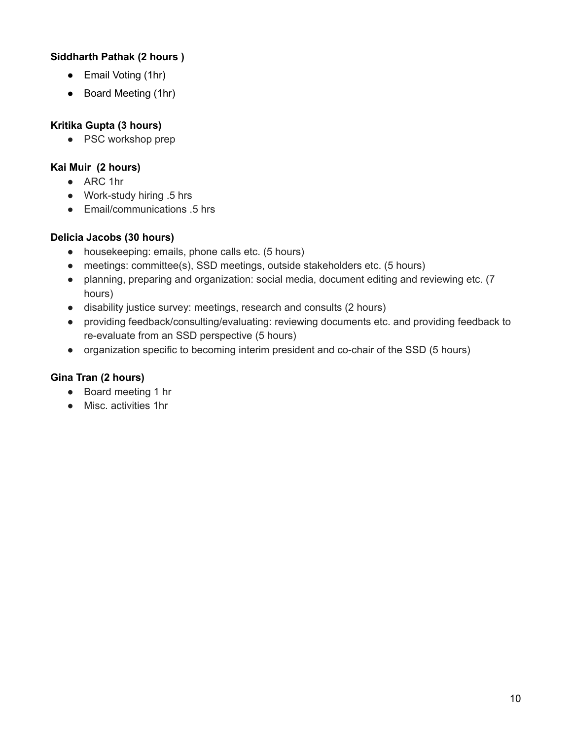**Siddharth Pathak (2 hours )**

- Email Voting (1hr)
- Board Meeting (1hr)

**Kritika Gupta (3 hours)**

- PSC workshop prep

**Kai Muir (2 hours)**

- ARC 1hr
- Work-study hiring .5 hrs
- Email/communications .5 hrs

**Delicia Jacobs (30 hours)**

- housekeeping: emails, phone calls etc. (5 hours)
- meetings: committee(s), SSD meetings, outside stakeholders etc. (5 hours)
- planning, preparing and organization: social media, document editing and reviewing etc. (7 hours)
- disability justice survey: meetings, research and consults (2 hours)
- providing feedback/consulting/evaluating: reviewing documents etc. and providing feedback to re-evaluate from an SSD perspective (5 hours)
- organization specific to becoming interim president and co-chair of the SSD (5 hours)

**Gina Tran (2 hours)**

- Board meeting 1 hr
- Misc. activities 1hr